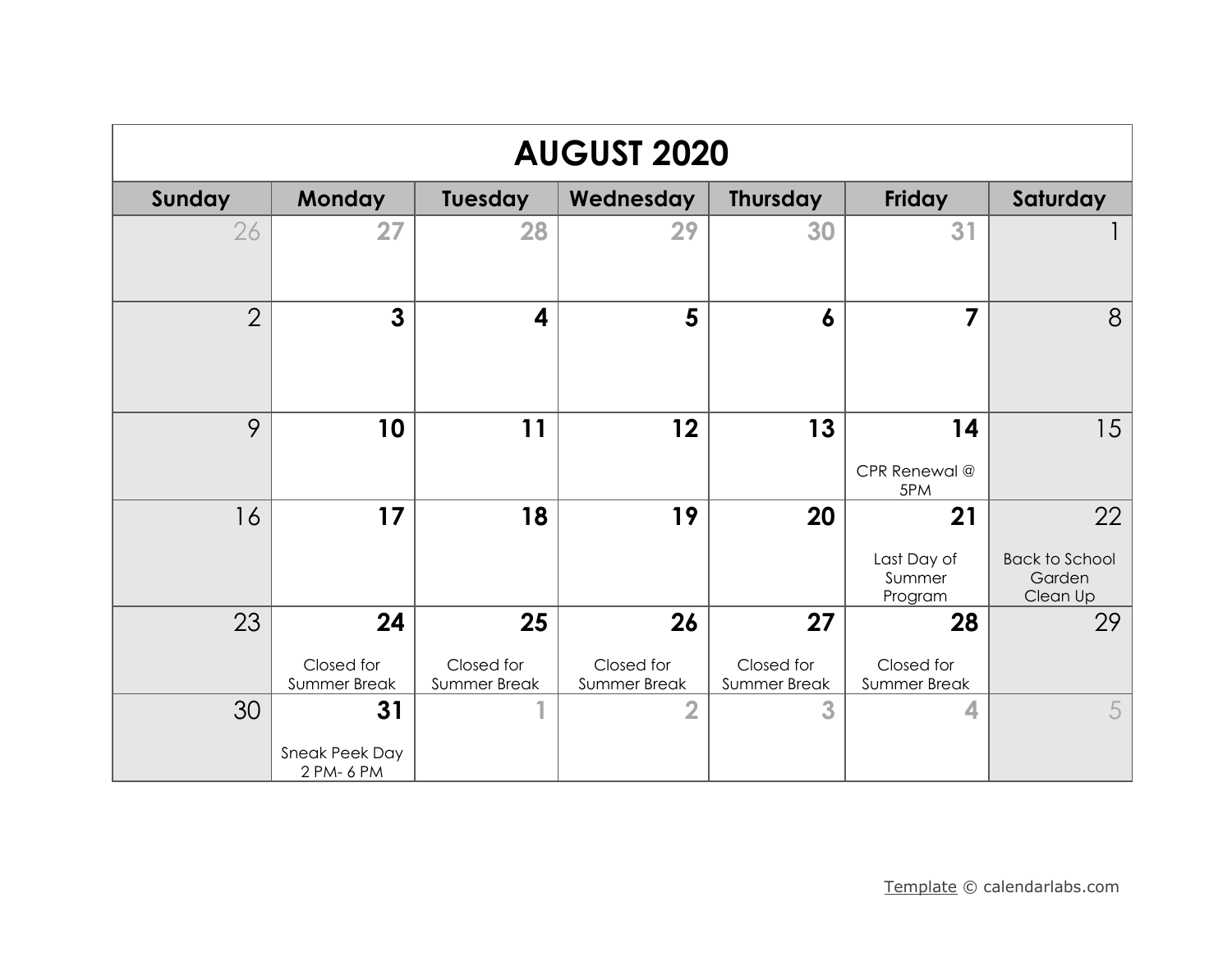# AUGUST 2020

| Sunday | Monday | Tuesday | Wednesday | Thursday | Friday | Saturday |
|---|---|---|---|---|---|---|
| 26 | 27 | 28 | 29 | 30 | 31 | 1 |
| 2 | 3 | 4 | 5 | 6 | 7 | 8 |
| 9 | 10 | 11 | 12 | 13 | 14<br>CPR Renewal @ 5PM | 15 |
| 16 | 17 | 18 | 19 | 20 | 21<br>Last Day of Summer Program | 22<br>Back to School Garden Clean Up |
| 23 | 24<br>Closed for Summer Break | 25<br>Closed for Summer Break | 26<br>Closed for Summer Break | 27<br>Closed for Summer Break | 28<br>Closed for Summer Break | 29 |
| 30 | 31<br>Sneak Peek Day 2 PM- 6 PM | 1 | 2 | 3 | 4 | 5 |

Template © calendarlabs.com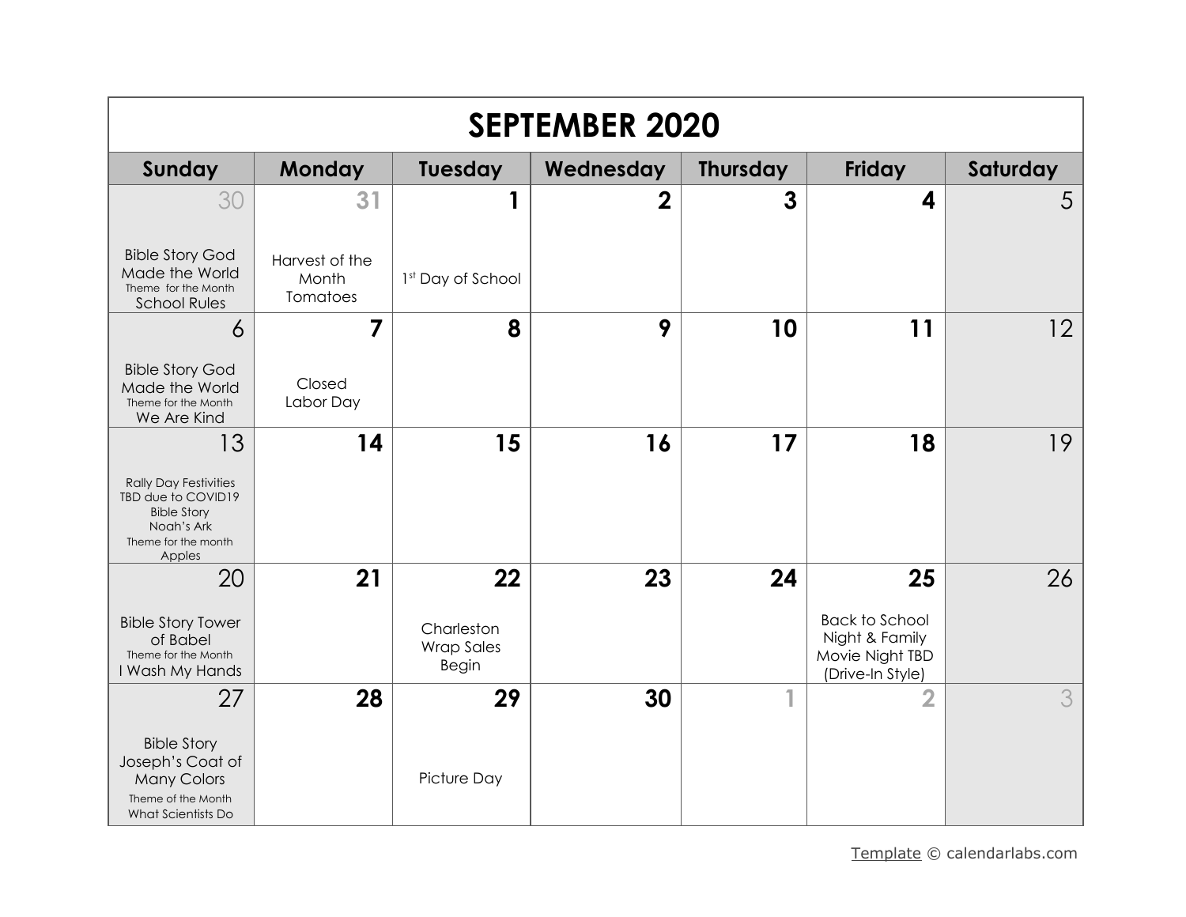# SEPTEMBER 2020

| Sunday | Monday | Tuesday | Wednesday | Thursday | Friday | Saturday |
|---|---|---|---|---|---|---|
| 30<br>Bible Story God Made the World<br>Theme for the Month<br>School Rules | 31<br>Harvest of the Month Tomatoes | 1<br>1st Day of School | 2 | 3 | 4 | 5 |
| 6<br>Bible Story God Made the World<br>Theme for the Month<br>We Are Kind | 7<br>Closed<br>Labor Day | 8 | 9 | 10 | 11 | 12 |
| 13<br>Rally Day Festivities TBD due to COVID19<br>Bible Story<br>Noah's Ark<br>Theme for the month<br>Apples | 14 | 15 | 16 | 17 | 18 | 19 |
| 20<br>Bible Story Tower of Babel<br>Theme for the Month<br>I Wash My Hands | 21 | 22<br>Charleston Wrap Sales Begin | 23 | 24 | 25<br>Back to School Night & Family Movie Night TBD (Drive-In Style) | 26 |
| 27<br>Bible Story<br>Joseph's Coat of Many Colors<br>Theme of the Month<br>What Scientists Do | 28 | 29<br>Picture Day | 30 | 1 | 2 | 3 |

Template © calendarlabs.com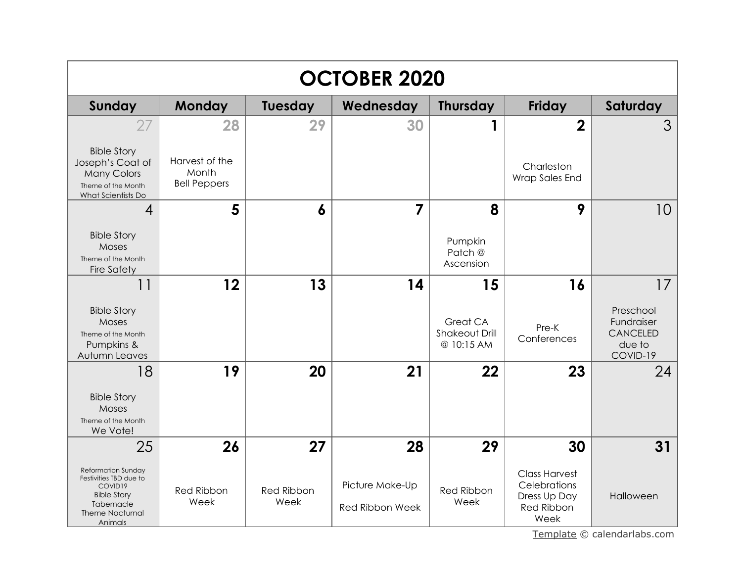# OCTOBER 2020

| Sunday | Monday | Tuesday | Wednesday | Thursday | Friday | Saturday |
|---|---|---|---|---|---|---|
| 27<br>Bible Story<br>Joseph's Coat of Many Colors<br>Theme of the Month<br>What Scientists Do | 28<br>Harvest of the Month<br>Bell Peppers | 29 | 30 | 1 | 2<br>Charleston Wrap Sales End | 3 |
| 4<br>Bible Story<br>Moses<br>Theme of the Month<br>Fire Safety | 5 | 6 | 7 | 8<br>Pumpkin Patch @ Ascension | 9 | 10 |
| 11<br>Bible Story<br>Moses<br>Theme of the Month<br>Pumpkins & Autumn Leaves | 12 | 13 | 14 | 15<br>Great CA Shakeout Drill @ 10:15 AM | 16<br>Pre-K Conferences | 17<br>Preschool Fundraiser CANCELED due to COVID-19 |
| 18<br>Bible Story<br>Moses<br>Theme of the Month<br>We Vote! | 19 | 20 | 21 | 22 | 23 | 24 |
| 25<br>Reformation Sunday Festivities TBD due to COVID19<br>Bible Story<br>Tabernacle<br>Theme Nocturnal Animals | 26<br>Red Ribbon Week | 27<br>Red Ribbon Week | 28<br>Picture Make-Up<br>Red Ribbon Week | 29<br>Red Ribbon Week | 30<br>Class Harvest Celebrations<br>Dress Up Day<br>Red Ribbon Week | 31<br>Halloween |

Template © calendarlabs.com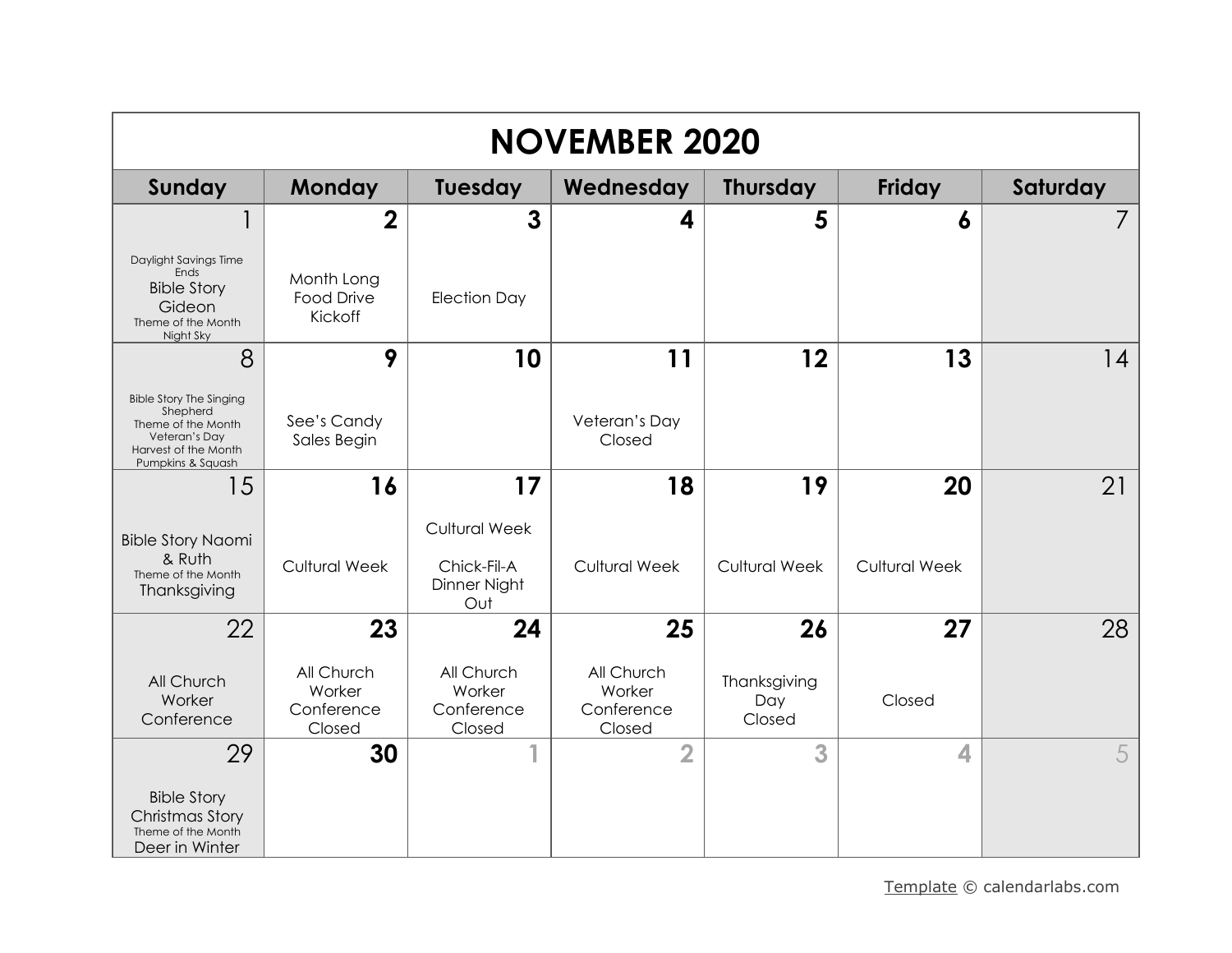# NOVEMBER 2020

| Sunday | Monday | Tuesday | Wednesday | Thursday | Friday | Saturday |
|---|---|---|---|---|---|---|
| 1<br>Daylight Savings Time Ends<br>Bible Story Gideon<br>Theme of the Month Night Sky | 2<br>Month Long Food Drive Kickoff | 3<br>Election Day | 4 | 5 | 6 | 7 |
| 8<br>Bible Story The Singing Shepherd<br>Theme of the Month Veteran's Day<br>Harvest of the Month Pumpkins & Squash | 9<br>See's Candy Sales Begin | 10 | 11<br>Veteran's Day Closed | 12 | 13 | 14 |
| 15<br>Bible Story Naomi & Ruth<br>Theme of the Month Thanksgiving | 16<br>Cultural Week | 17<br>Cultural Week<br>Chick-Fil-A Dinner Night Out | 18<br>Cultural Week | 19<br>Cultural Week | 20<br>Cultural Week | 21 |
| 22<br>All Church Worker Conference | 23<br>All Church Worker Conference Closed | 24<br>All Church Worker Conference Closed | 25<br>All Church Worker Conference Closed | 26<br>Thanksgiving Day Closed | 27<br>Closed | 28 |
| 29<br>Bible Story Christmas Story<br>Theme of the Month Deer in Winter | 30 | 1 | 2 | 3 | 4 | 5 |

Template © calendarlabs.com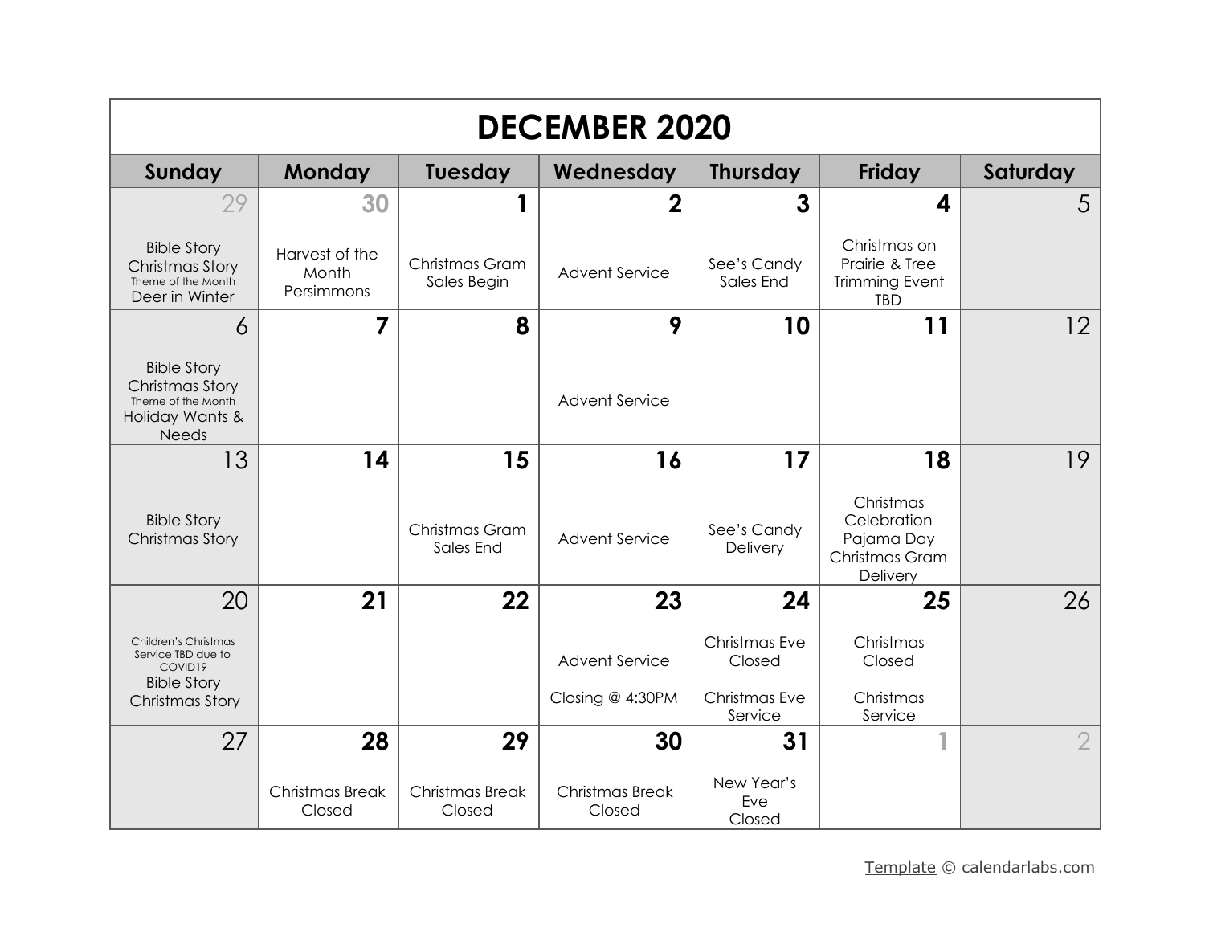# DECEMBER 2020

| Sunday | Monday | Tuesday | Wednesday | Thursday | Friday | Saturday |
|---|---|---|---|---|---|---|
| 29<br>Bible Story<br>Christmas Story<br>Theme of the Month<br>Deer in Winter | 30<br>Harvest of the Month<br>Persimmons | 1<br>Christmas Gram Sales Begin | 2<br>Advent Service | 3<br>See's Candy Sales End | 4<br>Christmas on Prairie & Tree Trimming Event TBD | 5 |
| 6<br>Bible Story<br>Christmas Story<br>Theme of the Month<br>Holiday Wants & Needs | 7 | 8 | 9<br>Advent Service | 10 | 11 | 12 |
| 13<br>Bible Story<br>Christmas Story | 14 | 15<br>Christmas Gram Sales End | 16<br>Advent Service | 17<br>See's Candy Delivery | 18<br>Christmas Celebration<br>Pajama Day<br>Christmas Gram Delivery | 19 |
| 20<br>Children's Christmas Service TBD due to COVID19<br>Bible Story<br>Christmas Story | 21 | 22 | 23<br>Advent Service<br>Closing @ 4:30PM | 24<br>Christmas Eve Closed<br>Christmas Eve Service | 25<br>Christmas Closed<br>Christmas Service | 26 |
| 27 | 28<br>Christmas Break Closed | 29<br>Christmas Break Closed | 30<br>Christmas Break Closed | 31<br>New Year's Eve<br>Closed | 1 | 2 |

Template © calendarlabs.com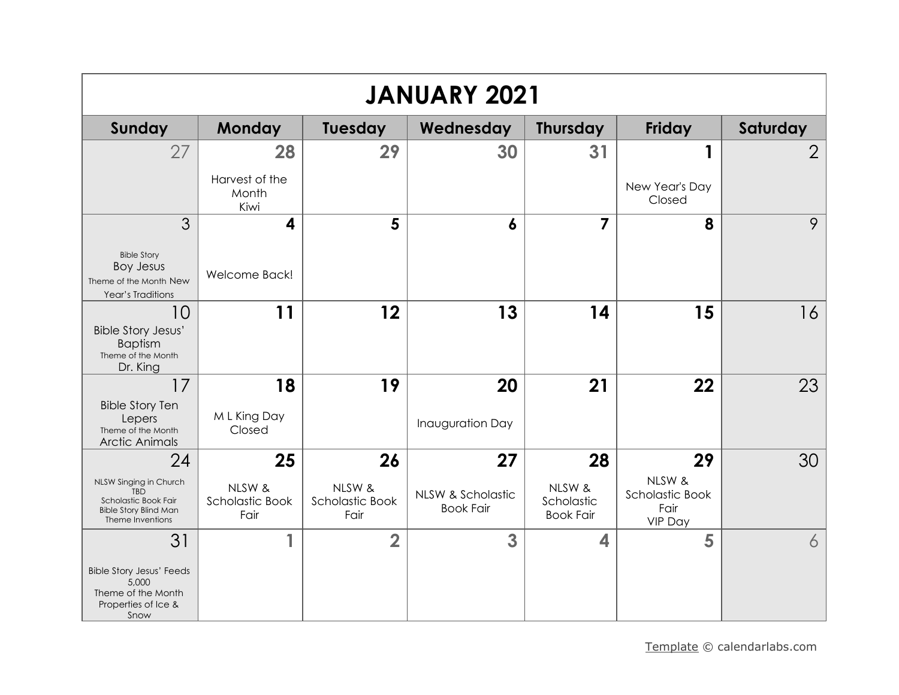# JANUARY 2021

| Sunday | Monday | Tuesday | Wednesday | Thursday | Friday | Saturday |
|---|---|---|---|---|---|---|
| 27 | 28<br>Harvest of the Month<br>Kiwi | 29 | 30 | 31 | 1<br>New Year's Day<br>Closed | 2 |
| 3<br>Bible Story<br>Boy Jesus<br>Theme of the Month New Year's Traditions | 4<br>Welcome Back! | 5 | 6 | 7 | 8 | 9 |
| 10<br>Bible Story Jesus' Baptism<br>Theme of the Month<br>Dr. King | 11 | 12 | 13 | 14 | 15 | 16 |
| 17<br>Bible Story Ten Lepers<br>Theme of the Month<br>Arctic Animals | 18<br>M L King Day<br>Closed | 19 | 20<br>Inauguration Day | 21 | 22 | 23 |
| 24<br>NLSW Singing in Church TBD<br>Scholastic Book Fair<br>Bible Story Blind Man<br>Theme Inventions | 25<br>NLSW & Scholastic Book Fair | 26<br>NLSW & Scholastic Book Fair | 27<br>NLSW & Scholastic Book Fair | 28<br>NLSW & Scholastic Book Fair | 29<br>NLSW & Scholastic Book Fair<br>VIP Day | 30 |
| 31<br>Bible Story Jesus' Feeds 5,000<br>Theme of the Month<br>Properties of Ice & Snow | 1 | 2 | 3 | 4 | 5 | 6 |

Template © calendarlabs.com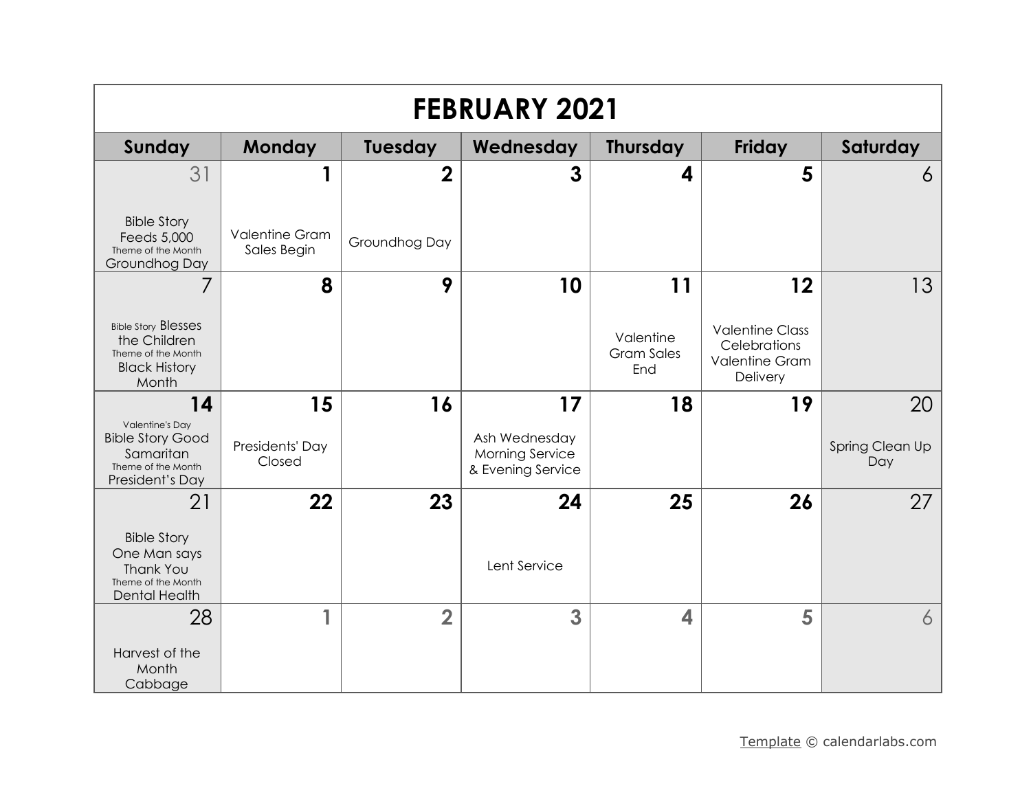# FEBRUARY 2021

| Sunday | Monday | Tuesday | Wednesday | Thursday | Friday | Saturday |
|---|---|---|---|---|---|---|
| 31<br>Bible Story Feeds 5,000<br>Theme of the Month Groundhog Day | 1<br>Valentine Gram Sales Begin | 2<br>Groundhog Day | 3 | 4 | 5 | 6 |
| 7<br>Bible Story Blesses the Children<br>Theme of the Month Black History Month | 8 | 9 | 10 | 11<br>Valentine Gram Sales End | 12<br>Valentine Class Celebrations<br>Valentine Gram Delivery | 13 |
| 14<br>Valentine's Day<br>Bible Story Good Samaritan<br>Theme of the Month President's Day | 15<br>Presidents' Day Closed | 16 | 17<br>Ash Wednesday Morning Service & Evening Service | 18 | 19 | 20<br>Spring Clean Up Day |
| 21<br>Bible Story One Man says Thank You<br>Theme of the Month Dental Health | 22 | 23 | 24<br>Lent Service | 25 | 26 | 27 |
| 28<br>Harvest of the Month Cabbage | 1 | 2 | 3 | 4 | 5 | 6 |

Template © calendarlabs.com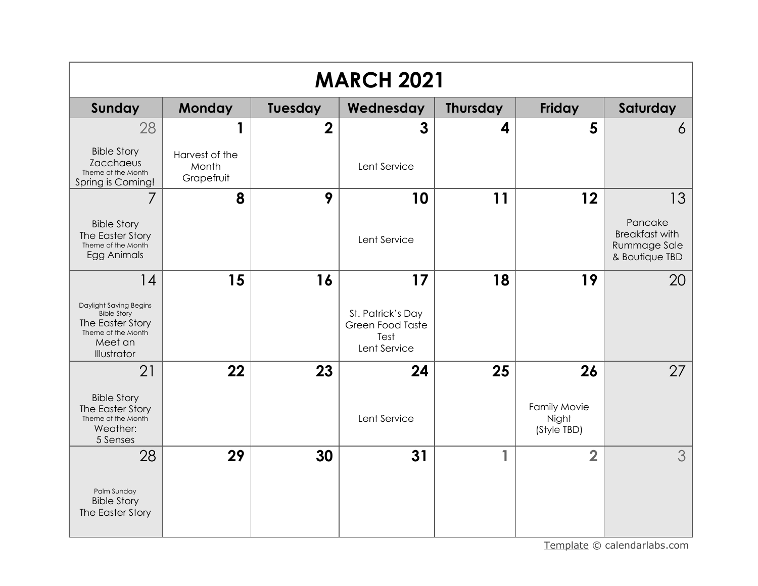# MARCH 2021

| Sunday | Monday | Tuesday | Wednesday | Thursday | Friday | Saturday |
|---|---|---|---|---|---|---|
| 28<br>Bible Story<br>Zacchaeus<br>Theme of the Month<br>Spring is Coming! | 1<br>Harvest of the Month<br>Grapefruit | 2 | 3<br>Lent Service | 4 | 5 | 6 |
| 7<br>Bible Story<br>The Easter Story<br>Theme of the Month<br>Egg Animals | 8 | 9 | 10<br>Lent Service | 11 | 12 | 13<br>Pancake Breakfast with Rummage Sale & Boutique TBD |
| 14<br>Daylight Saving Begins<br>Bible Story<br>The Easter Story<br>Theme of the Month<br>Meet an Illustrator | 15 | 16 | 17<br>St. Patrick's Day<br>Green Food Taste Test<br>Lent Service | 18 | 19 | 20 |
| 21<br>Bible Story<br>The Easter Story<br>Theme of the Month<br>Weather:<br>5 Senses | 22 | 23 | 24<br>Lent Service | 25 | 26<br>Family Movie Night<br>(Style TBD) | 27 |
| 28<br>Palm Sunday<br>Bible Story<br>The Easter Story | 29 | 30 | 31 | 1 | 2 | 3 |

Template © calendarlabs.com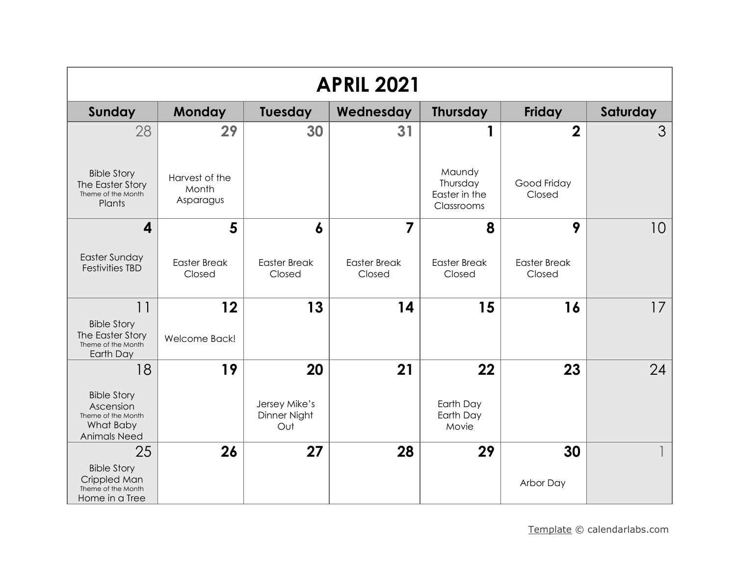# APRIL 2021

| Sunday | Monday | Tuesday | Wednesday | Thursday | Friday | Saturday |
|---|---|---|---|---|---|---|
| 28<br>Bible Story<br>The Easter Story<br>Theme of the Month<br>Plants | 29<br>Harvest of the Month<br>Asparagus | 30 | 31 | 1<br>Maundy Thursday<br>Easter in the Classrooms | 2<br>Good Friday<br>Closed | 3 |
| 4<br>Easter Sunday<br>Festivities TBD | 5<br>Easter Break<br>Closed | 6<br>Easter Break<br>Closed | 7<br>Easter Break<br>Closed | 8<br>Easter Break<br>Closed | 9<br>Easter Break<br>Closed | 10 |
| 11<br>Bible Story<br>The Easter Story<br>Theme of the Month<br>Earth Day | 12<br>Welcome Back! | 13 | 14 | 15 | 16 | 17 |
| 18<br>Bible Story<br>Ascension<br>Theme of the Month<br>What Baby Animals Need | 19 | 20<br>Jersey Mike's Dinner Night Out | 21 | 22<br>Earth Day<br>Earth Day Movie | 23 | 24 |
| 25<br>Bible Story<br>Crippled Man<br>Theme of the Month<br>Home in a Tree | 26 | 27 | 28 | 29 | 30<br>Arbor Day | 1 |

Template © calendarlabs.com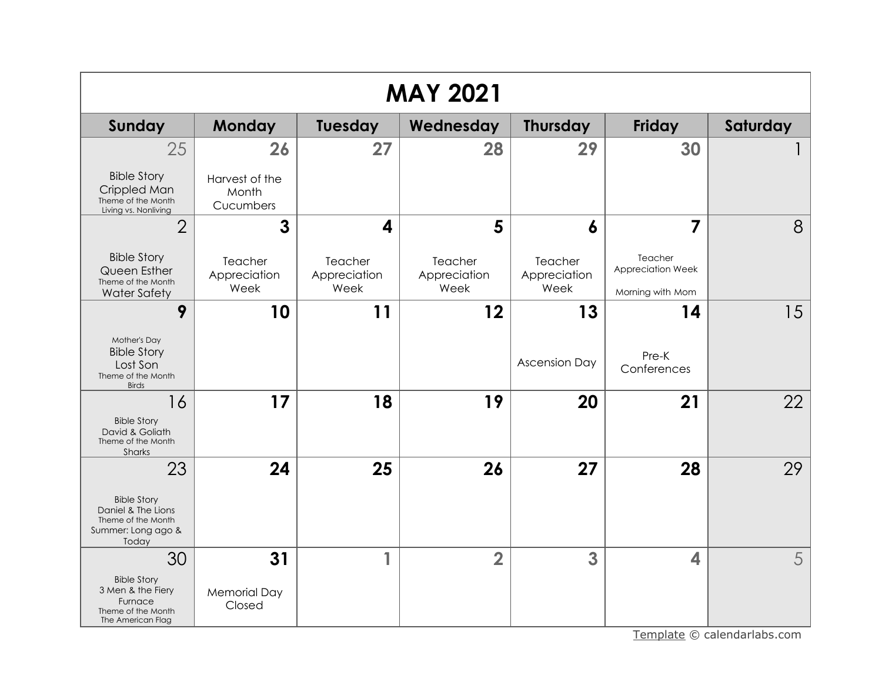# MAY 2021

| Sunday | Monday | Tuesday | Wednesday | Thursday | Friday | Saturday |
| --- | --- | --- | --- | --- | --- | --- |
| 25<br>Bible Story<br>Crippled Man<br>Theme of the Month<br>Living vs. Nonliving | 26<br>Harvest of the Month<br>Cucumbers | 27 | 28 | 29 | 30 | 1 |
| 2<br>Bible Story<br>Queen Esther<br>Theme of the Month<br>Water Safety | 3<br>Teacher Appreciation Week | 4<br>Teacher Appreciation Week | 5<br>Teacher Appreciation Week | 6<br>Teacher Appreciation Week | 7<br>Teacher Appreciation Week<br>Morning with Mom | 8 |
| 9<br>Mother's Day<br>Bible Story<br>Lost Son<br>Theme of the Month<br>Birds | 10 | 11 | 12 | 13<br>Ascension Day | 14<br>Pre-K Conferences | 15 |
| 16<br>Bible Story<br>David & Goliath<br>Theme of the Month<br>Sharks | 17 | 18 | 19 | 20 | 21 | 22 |
| 23<br>Bible Story<br>Daniel & The Lions<br>Theme of the Month<br>Summer: Long ago & Today | 24 | 25 | 26 | 27 | 28 | 29 |
| 30<br>Bible Story<br>3 Men & the Fiery Furnace<br>Theme of the Month<br>The American Flag | 31<br>Memorial Day<br>Closed | 1 | 2 | 3 | 4 | 5 |

Template © calendarlabs.com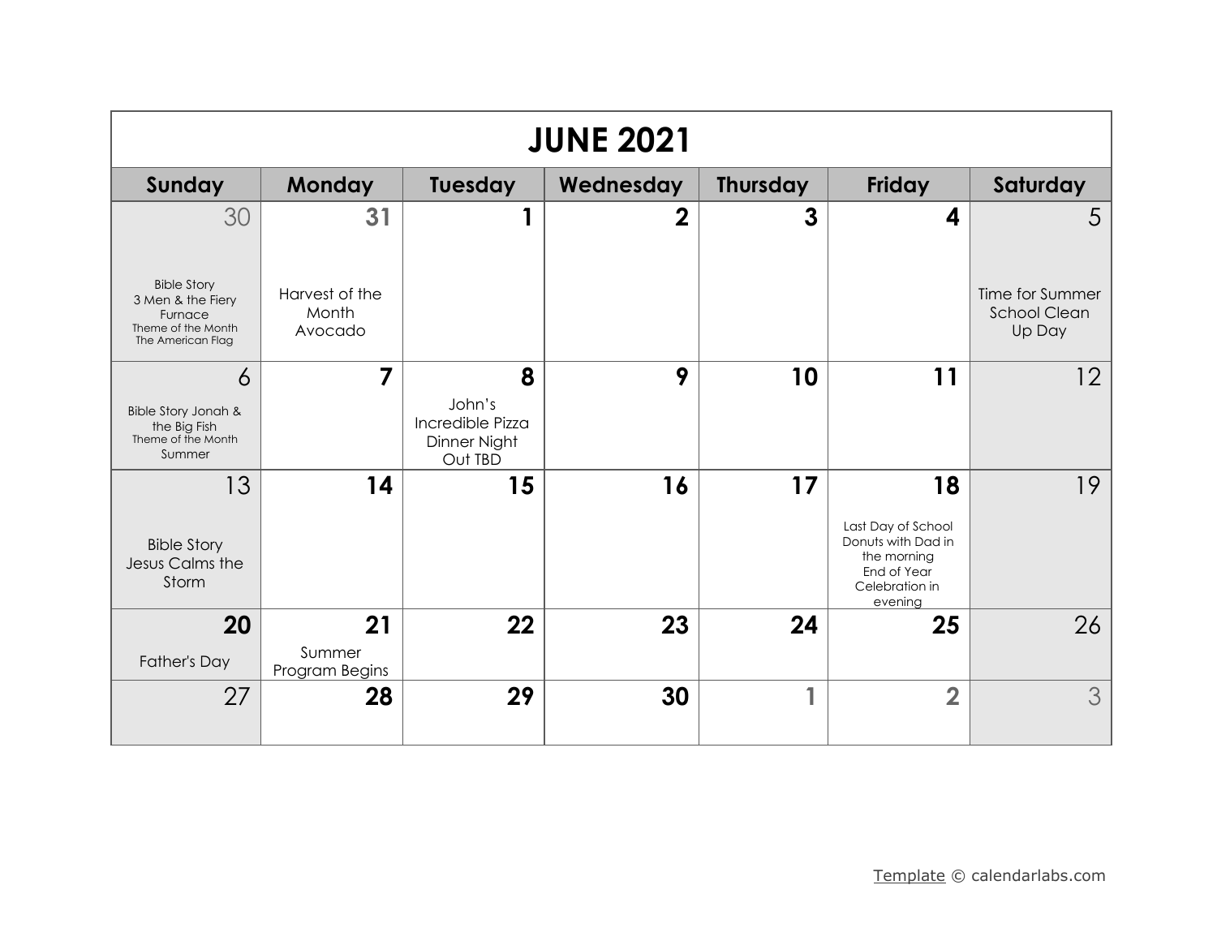# JUNE 2021

| Sunday | Monday | Tuesday | Wednesday | Thursday | Friday | Saturday |
|---|---|---|---|---|---|---|
| 30<br>Bible Story<br>3 Men & the Fiery Furnace<br>Theme of the Month<br>The American Flag | 31<br>Harvest of the Month<br>Avocado | 1 | 2 | 3 | 4 | 5<br>Time for Summer School Clean Up Day |
| 6<br>Bible Story Jonah & the Big Fish<br>Theme of the Month<br>Summer | 7 | 8<br>John's Incredible Pizza Dinner Night Out TBD | 9 | 10 | 11 | 12 |
| 13<br>Bible Story<br>Jesus Calms the Storm | 14 | 15 | 16 | 17 | 18<br>Last Day of School<br>Donuts with Dad in the morning<br>End of Year Celebration in evening | 19 |
| 20<br>Father's Day | 21<br>Summer Program Begins | 22 | 23 | 24 | 25 | 26 |
| 27 | 28 | 29 | 30 | 1 | 2 | 3 |

Template © calendarlabs.com